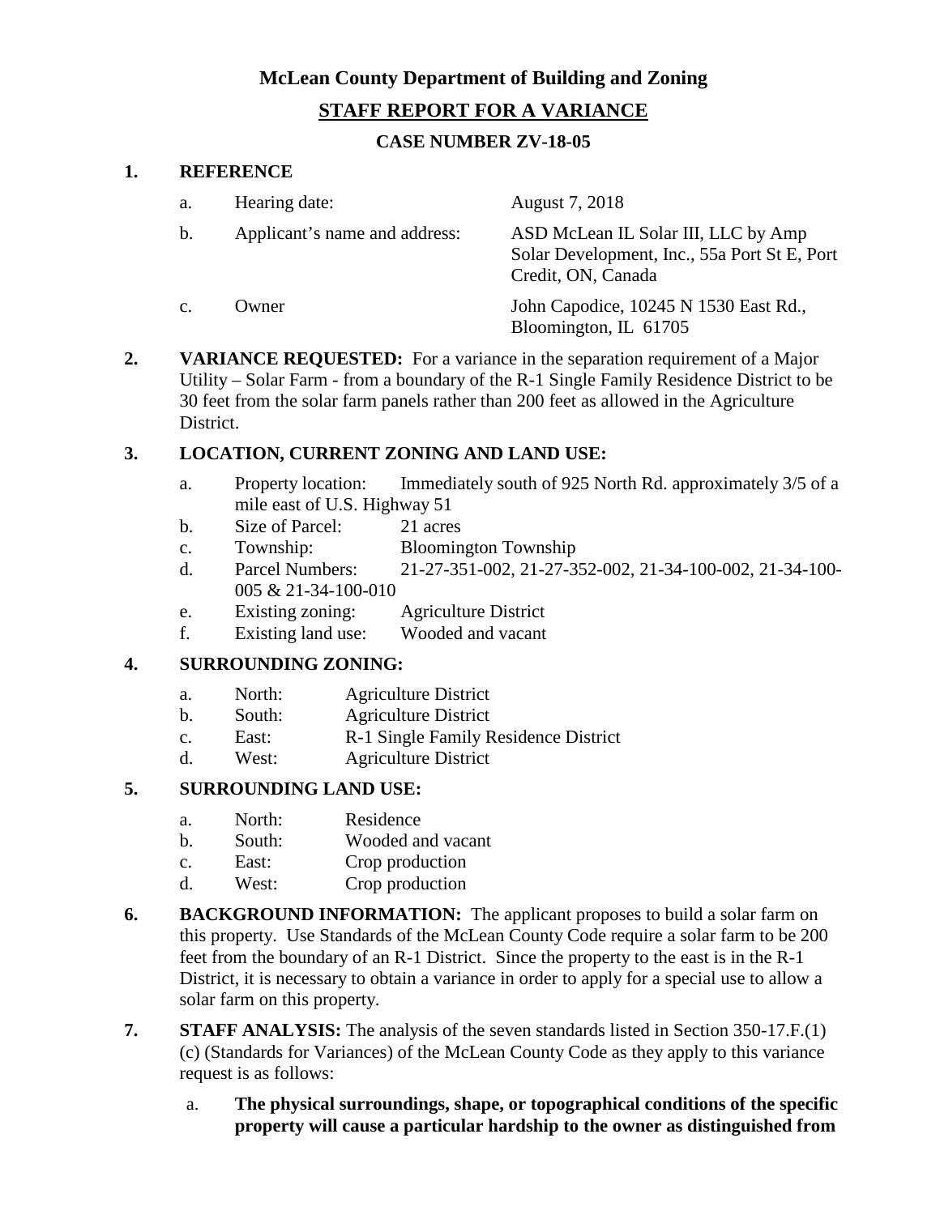**McLean County Department of Building and Zoning**

**STAFF REPORT FOR A VARIANCE**

**CASE NUMBER ZV-18-05**

**1. REFERENCE**

a. Hearing date: August 7, 2018

b. Applicant's name and address: ASD McLean IL Solar III, LLC by Amp Solar Development, Inc., 55a Port St E, Port Credit, ON, Canada

c. Owner John Capodice, 10245 N 1530 East Rd., Bloomington, IL 61705

**2. VARIANCE REQUESTED:** For a variance in the separation requirement of a Major Utility – Solar Farm - from a boundary of the R-1 Single Family Residence District to be 30 feet from the solar farm panels rather than 200 feet as allowed in the Agriculture District.

**3. LOCATION, CURRENT ZONING AND LAND USE:**

a. Property location: Immediately south of 925 North Rd. approximately 3/5 of a mile east of U.S. Highway 51

b. Size of Parcel: 21 acres

c. Township: Bloomington Township

d. Parcel Numbers: 21-27-351-002, 21-27-352-002, 21-34-100-002, 21-34-100-005 & 21-34-100-010

e. Existing zoning: Agriculture District

f. Existing land use: Wooded and vacant

**4. SURROUNDING ZONING:**

a. North: Agriculture District

b. South: Agriculture District

c. East: R-1 Single Family Residence District

d. West: Agriculture District

**5. SURROUNDING LAND USE:**

a. North: Residence

b. South: Wooded and vacant

c. East: Crop production

d. West: Crop production

**6. BACKGROUND INFORMATION:** The applicant proposes to build a solar farm on this property. Use Standards of the McLean County Code require a solar farm to be 200 feet from the boundary of an R-1 District. Since the property to the east is in the R-1 District, it is necessary to obtain a variance in order to apply for a special use to allow a solar farm on this property.

**7. STAFF ANALYSIS:** The analysis of the seven standards listed in Section 350-17.F.(1)(c) (Standards for Variances) of the McLean County Code as they apply to this variance request is as follows:

a. **The physical surroundings, shape, or topographical conditions of the specific property will cause a particular hardship to the owner as distinguished from**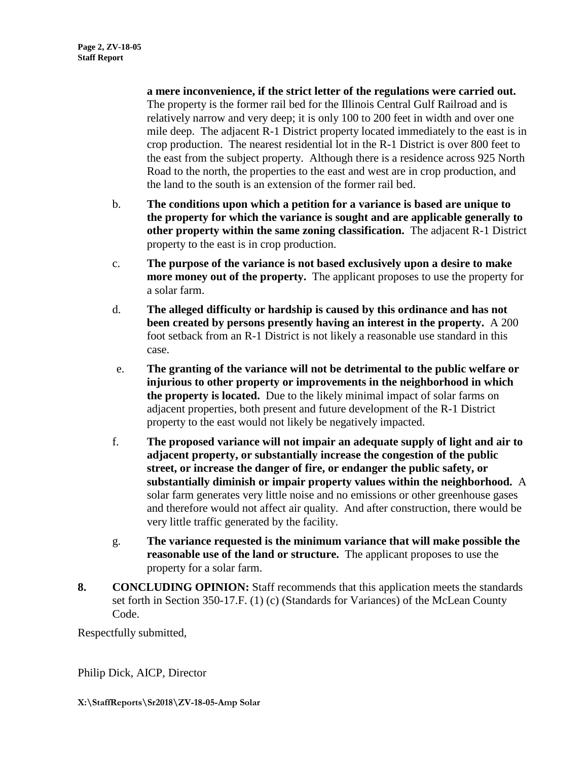**a mere inconvenience, if the strict letter of the regulations were carried out.** The property is the former rail bed for the Illinois Central Gulf Railroad and is relatively narrow and very deep; it is only 100 to 200 feet in width and over one mile deep. The adjacent R-1 District property located immediately to the east is in crop production. The nearest residential lot in the R-1 District is over 800 feet to the east from the subject property. Although there is a residence across 925 North Road to the north, the properties to the east and west are in crop production, and the land to the south is an extension of the former rail bed.

b. **The conditions upon which a petition for a variance is based are unique to the property for which the variance is sought and are applicable generally to other property within the same zoning classification.** The adjacent R-1 District property to the east is in crop production.

c. **The purpose of the variance is not based exclusively upon a desire to make more money out of the property.** The applicant proposes to use the property for a solar farm.

d. **The alleged difficulty or hardship is caused by this ordinance and has not been created by persons presently having an interest in the property.** A 200 foot setback from an R-1 District is not likely a reasonable use standard in this case.

e. **The granting of the variance will not be detrimental to the public welfare or injurious to other property or improvements in the neighborhood in which the property is located.** Due to the likely minimal impact of solar farms on adjacent properties, both present and future development of the R-1 District property to the east would not likely be negatively impacted.

f. **The proposed variance will not impair an adequate supply of light and air to adjacent property, or substantially increase the congestion of the public street, or increase the danger of fire, or endanger the public safety, or substantially diminish or impair property values within the neighborhood.** A solar farm generates very little noise and no emissions or other greenhouse gases and therefore would not affect air quality. And after construction, there would be very little traffic generated by the facility.

g. **The variance requested is the minimum variance that will make possible the reasonable use of the land or structure.** The applicant proposes to use the property for a solar farm.

**8. CONCLUDING OPINION:** Staff recommends that this application meets the standards set forth in Section 350-17.F. (1) (c) (Standards for Variances) of the McLean County Code.

Respectfully submitted,

Philip Dick, AICP, Director

**X:\StaffReports\Sr2018\ZV-18-05-Amp Solar**